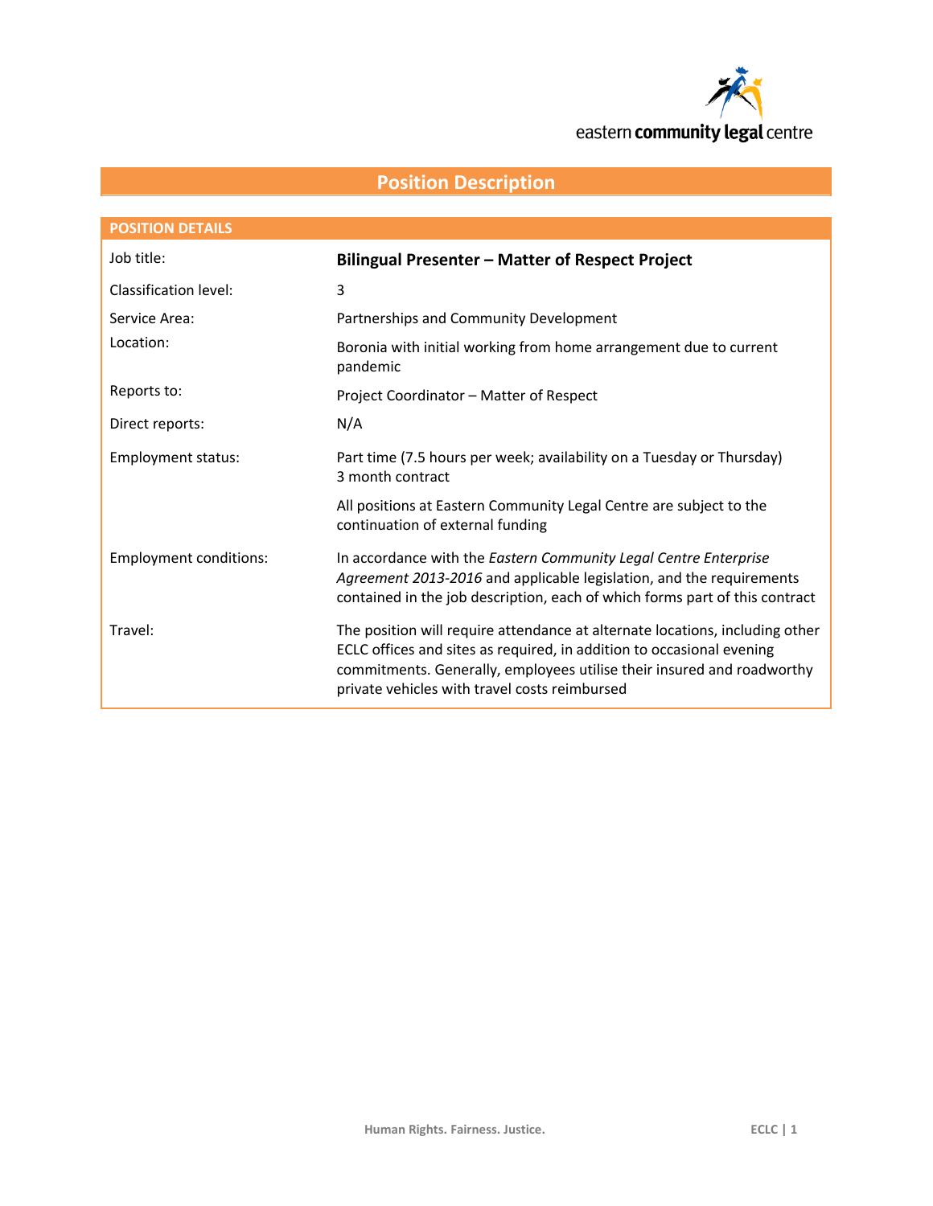eastern **community legal** centre

# Position Description

| POSITION DETAILS | |
|---|---|
| Job title: | **Bilingual Presenter – Matter of Respect Project** |
| Classification level: | 3 |
| Service Area: | Partnerships and Community Development |
| Location: | Boronia with initial working from home arrangement due to current pandemic |
| Reports to: | Project Coordinator – Matter of Respect |
| Direct reports: | N/A |
| Employment status: | Part time (7.5 hours per week; availability on a Tuesday or Thursday)<br>3 month contract<br><br>All positions at Eastern Community Legal Centre are subject to the continuation of external funding |
| Employment conditions: | In accordance with the *Eastern Community Legal Centre Enterprise Agreement 2013-2016* and applicable legislation, and the requirements contained in the job description, each of which forms part of this contract |
| Travel: | The position will require attendance at alternate locations, including other ECLC offices and sites as required, in addition to occasional evening commitments. Generally, employees utilise their insured and roadworthy private vehicles with travel costs reimbursed |

Human Rights. Fairness. Justice.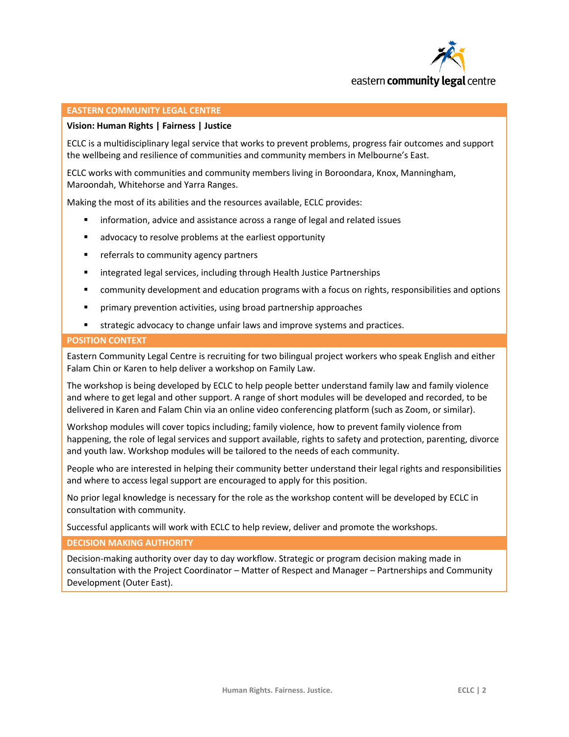## EASTERN COMMUNITY LEGAL CENTRE

**Vision: Human Rights | Fairness | Justice**

ECLC is a multidisciplinary legal service that works to prevent problems, progress fair outcomes and support the wellbeing and resilience of communities and community members in Melbourne's East.

ECLC works with communities and community members living in Boroondara, Knox, Manningham, Maroondah, Whitehorse and Yarra Ranges.

Making the most of its abilities and the resources available, ECLC provides:

- information, advice and assistance across a range of legal and related issues
- advocacy to resolve problems at the earliest opportunity
- referrals to community agency partners
- integrated legal services, including through Health Justice Partnerships
- community development and education programs with a focus on rights, responsibilities and options
- primary prevention activities, using broad partnership approaches
- strategic advocacy to change unfair laws and improve systems and practices.

## POSITION CONTEXT

Eastern Community Legal Centre is recruiting for two bilingual project workers who speak English and either Falam Chin or Karen to help deliver a workshop on Family Law.

The workshop is being developed by ECLC to help people better understand family law and family violence and where to get legal and other support. A range of short modules will be developed and recorded, to be delivered in Karen and Falam Chin via an online video conferencing platform (such as Zoom, or similar).

Workshop modules will cover topics including; family violence, how to prevent family violence from happening, the role of legal services and support available, rights to safety and protection, parenting, divorce and youth law. Workshop modules will be tailored to the needs of each community.

People who are interested in helping their community better understand their legal rights and responsibilities and where to access legal support are encouraged to apply for this position.

No prior legal knowledge is necessary for the role as the workshop content will be developed by ECLC in consultation with community.

Successful applicants will work with ECLC to help review, deliver and promote the workshops.

## DECISION MAKING AUTHORITY

Decision-making authority over day to day workflow. Strategic or program decision making made in consultation with the Project Coordinator – Matter of Respect and Manager – Partnerships and Community Development (Outer East).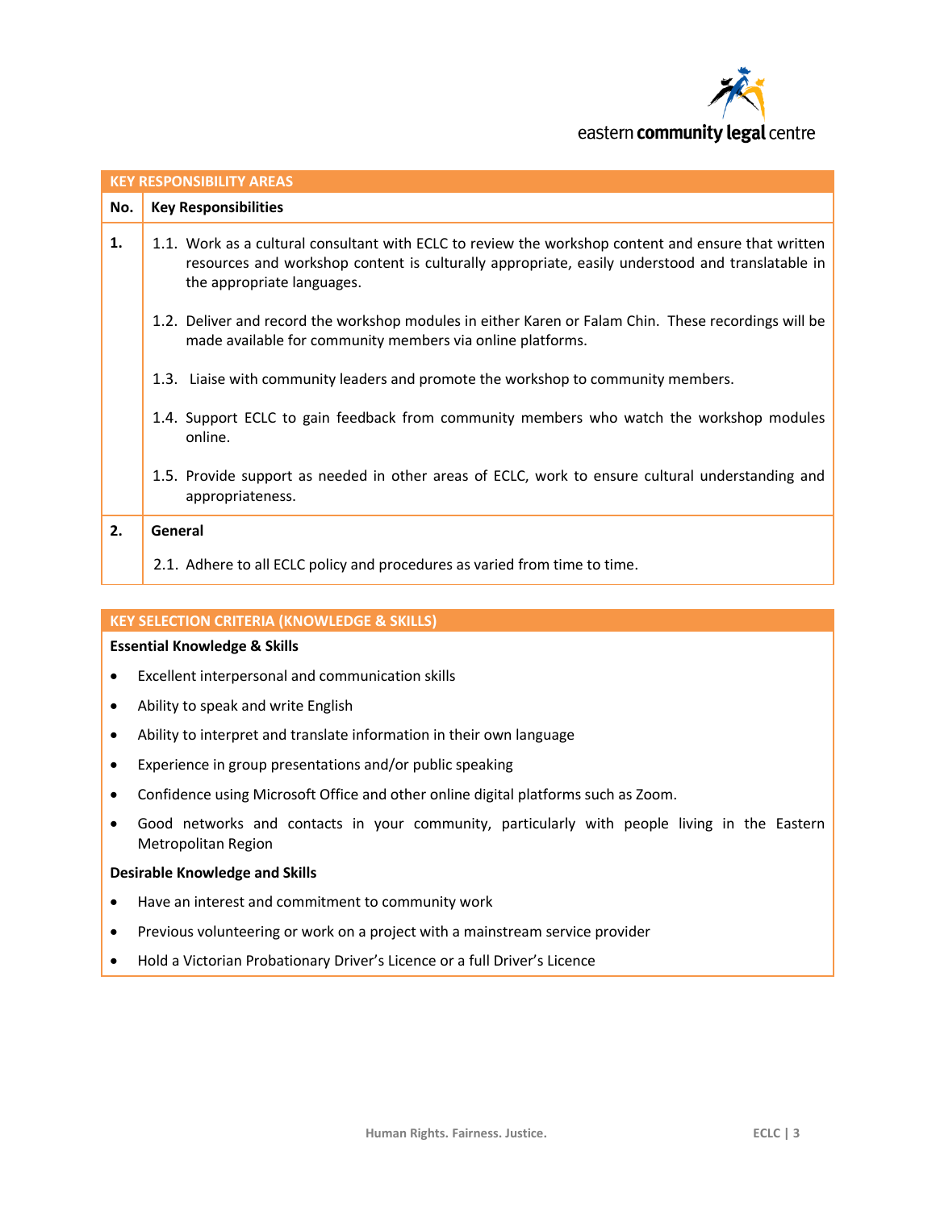## KEY RESPONSIBILITY AREAS

| No. | Key Responsibilities |
|---|---|
| **1.** | 1.1. Work as a cultural consultant with ECLC to review the workshop content and ensure that written resources and workshop content is culturally appropriate, easily understood and translatable in the appropriate languages.<br><br>1.2. Deliver and record the workshop modules in either Karen or Falam Chin. These recordings will be made available for community members via online platforms.<br><br>1.3. Liaise with community leaders and promote the workshop to community members.<br><br>1.4. Support ECLC to gain feedback from community members who watch the workshop modules online.<br><br>1.5. Provide support as needed in other areas of ECLC, work to ensure cultural understanding and appropriateness. |
| **2.** | **General**<br><br>2.1. Adhere to all ECLC policy and procedures as varied from time to time. |

## KEY SELECTION CRITERIA (KNOWLEDGE & SKILLS)

**Essential Knowledge & Skills**

- Excellent interpersonal and communication skills
- Ability to speak and write English
- Ability to interpret and translate information in their own language
- Experience in group presentations and/or public speaking
- Confidence using Microsoft Office and other online digital platforms such as Zoom.
- Good networks and contacts in your community, particularly with people living in the Eastern Metropolitan Region

**Desirable Knowledge and Skills**

- Have an interest and commitment to community work
- Previous volunteering or work on a project with a mainstream service provider
- Hold a Victorian Probationary Driver's Licence or a full Driver's Licence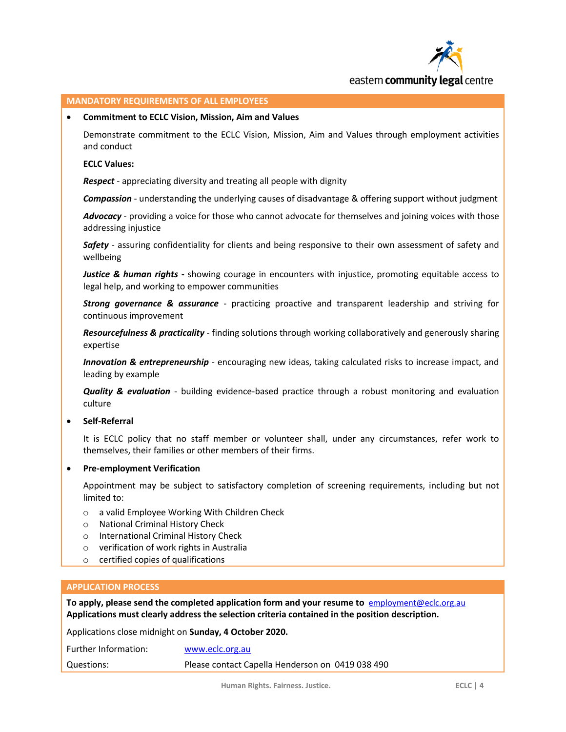## MANDATORY REQUIREMENTS OF ALL EMPLOYEES

- **Commitment to ECLC Vision, Mission, Aim and Values**

  Demonstrate commitment to the ECLC Vision, Mission, Aim and Values through employment activities and conduct

  **ECLC Values:**

  ***Respect*** - appreciating diversity and treating all people with dignity

  ***Compassion*** - understanding the underlying causes of disadvantage & offering support without judgment

  ***Advocacy*** - providing a voice for those who cannot advocate for themselves and joining voices with those addressing injustice

  ***Safety*** - assuring confidentiality for clients and being responsive to their own assessment of safety and wellbeing

  ***Justice & human rights*** **-** showing courage in encounters with injustice, promoting equitable access to legal help, and working to empower communities

  ***Strong governance & assurance*** - practicing proactive and transparent leadership and striving for continuous improvement

  ***Resourcefulness & practicality*** - finding solutions through working collaboratively and generously sharing expertise

  ***Innovation & entrepreneurship*** - encouraging new ideas, taking calculated risks to increase impact, and leading by example

  ***Quality & evaluation*** - building evidence-based practice through a robust monitoring and evaluation culture

- **Self-Referral**

  It is ECLC policy that no staff member or volunteer shall, under any circumstances, refer work to themselves, their families or other members of their firms.

- **Pre-employment Verification**

  Appointment may be subject to satisfactory completion of screening requirements, including but not limited to:

  - a valid Employee Working With Children Check
  - National Criminal History Check
  - International Criminal History Check
  - verification of work rights in Australia
  - certified copies of qualifications

## APPLICATION PROCESS

**To apply, please send the completed application form and your resume to** employment@eclc.org.au
**Applications must clearly address the selection criteria contained in the position description.**

Applications close midnight on **Sunday, 4 October 2020.**

| | |
|---|---|
| Further Information: | www.eclc.org.au |
| Questions: | Please contact Capella Henderson on 0419 038 490 |